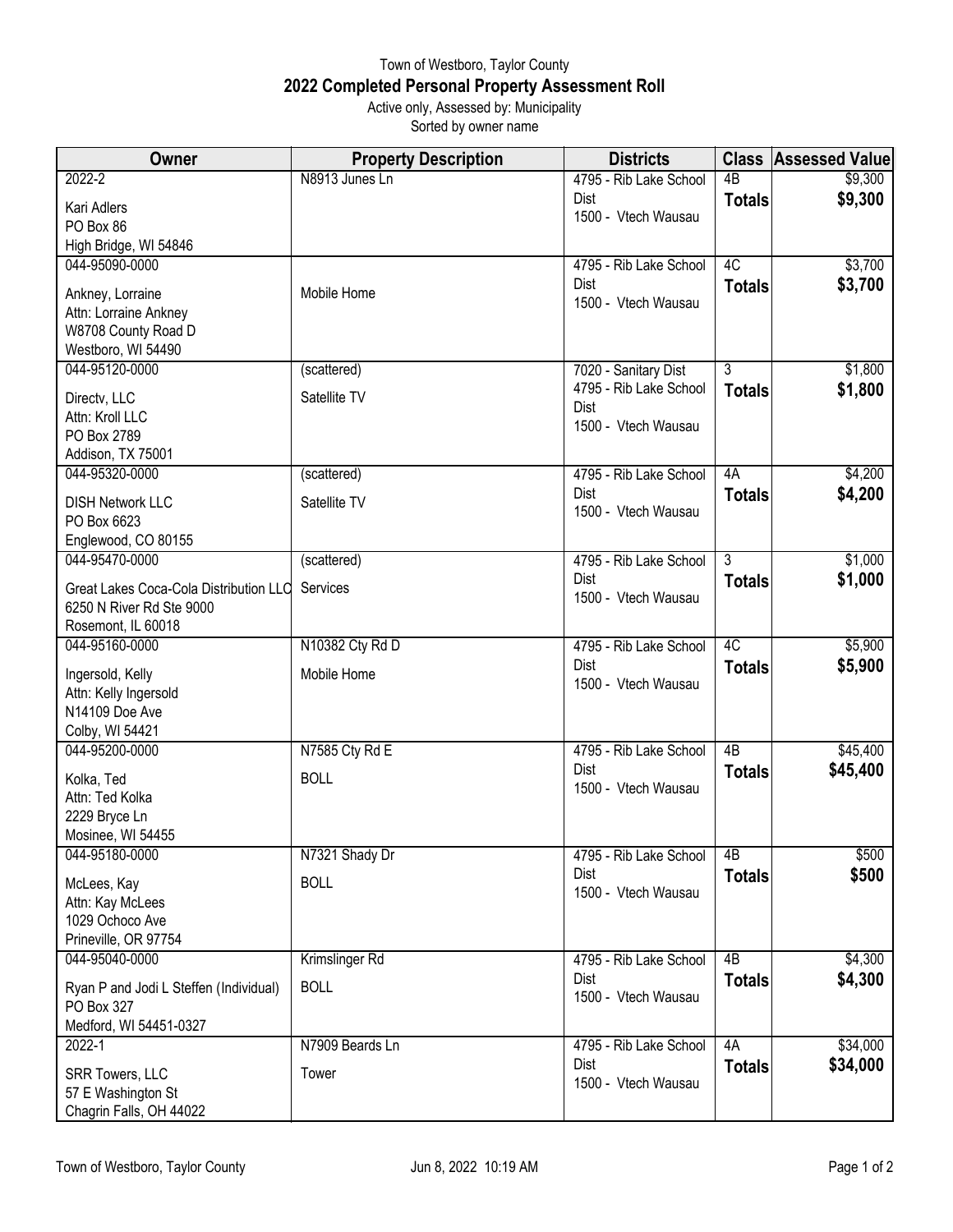Town of Westboro, Taylor County

# 2022 Completed Personal Property Assessment Roll

Active only, Assessed by: Municipality

Sorted by owner name

| Owner | Property Description | Districts | Class | Assessed Value |
|---|---|---|---|---|
| 2022-2<br>Kari Adlers<br>PO Box 86<br>High Bridge, WI 54846 | N8913 Junes Ln | 4795 - Rib Lake School Dist<br>1500 - Vtech Wausau | 4B<br>**Totals** | $9,300<br>**$9,300** |
| 044-95090-0000<br>Ankney, Lorraine<br>Attn: Lorraine Ankney<br>W8708 County Road D<br>Westboro, WI 54490 | Mobile Home | 4795 - Rib Lake School Dist<br>1500 - Vtech Wausau | 4C<br>**Totals** | $3,700<br>**$3,700** |
| 044-95120-0000<br>Directv, LLC<br>Attn: Kroll LLC<br>PO Box 2789<br>Addison, TX 75001 | (scattered)<br>Satellite TV | 7020 - Sanitary Dist<br>4795 - Rib Lake School Dist<br>1500 - Vtech Wausau | 3<br>**Totals** | $1,800<br>**$1,800** |
| 044-95320-0000<br>DISH Network LLC<br>PO Box 6623<br>Englewood, CO 80155 | (scattered)<br>Satellite TV | 4795 - Rib Lake School Dist<br>1500 - Vtech Wausau | 4A<br>**Totals** | $4,200<br>**$4,200** |
| 044-95470-0000<br>Great Lakes Coca-Cola Distribution LLC<br>6250 N River Rd Ste 9000<br>Rosemont, IL 60018 | (scattered)<br>Services | 4795 - Rib Lake School Dist<br>1500 - Vtech Wausau | 3<br>**Totals** | $1,000<br>**$1,000** |
| 044-95160-0000<br>Ingersold, Kelly<br>Attn: Kelly Ingersold<br>N14109 Doe Ave<br>Colby, WI 54421 | N10382 Cty Rd D<br>Mobile Home | 4795 - Rib Lake School Dist<br>1500 - Vtech Wausau | 4C<br>**Totals** | $5,900<br>**$5,900** |
| 044-95200-0000<br>Kolka, Ted<br>Attn: Ted Kolka<br>2229 Bryce Ln<br>Mosinee, WI 54455 | N7585 Cty Rd E<br>BOLL | 4795 - Rib Lake School Dist<br>1500 - Vtech Wausau | 4B<br>**Totals** | $45,400<br>**$45,400** |
| 044-95180-0000<br>McLees, Kay<br>Attn: Kay McLees<br>1029 Ochoco Ave<br>Prineville, OR 97754 | N7321 Shady Dr<br>BOLL | 4795 - Rib Lake School Dist<br>1500 - Vtech Wausau | 4B<br>**Totals** | $500<br>**$500** |
| 044-95040-0000<br>Ryan P and Jodi L Steffen (Individual)<br>PO Box 327<br>Medford, WI 54451-0327 | Krimslinger Rd<br>BOLL | 4795 - Rib Lake School Dist<br>1500 - Vtech Wausau | 4B<br>**Totals** | $4,300<br>**$4,300** |
| 2022-1<br>SRR Towers, LLC<br>57 E Washington St<br>Chagrin Falls, OH 44022 | N7909 Beards Ln<br>Tower | 4795 - Rib Lake School Dist<br>1500 - Vtech Wausau | 4A<br>**Totals** | $34,000<br>**$34,000** |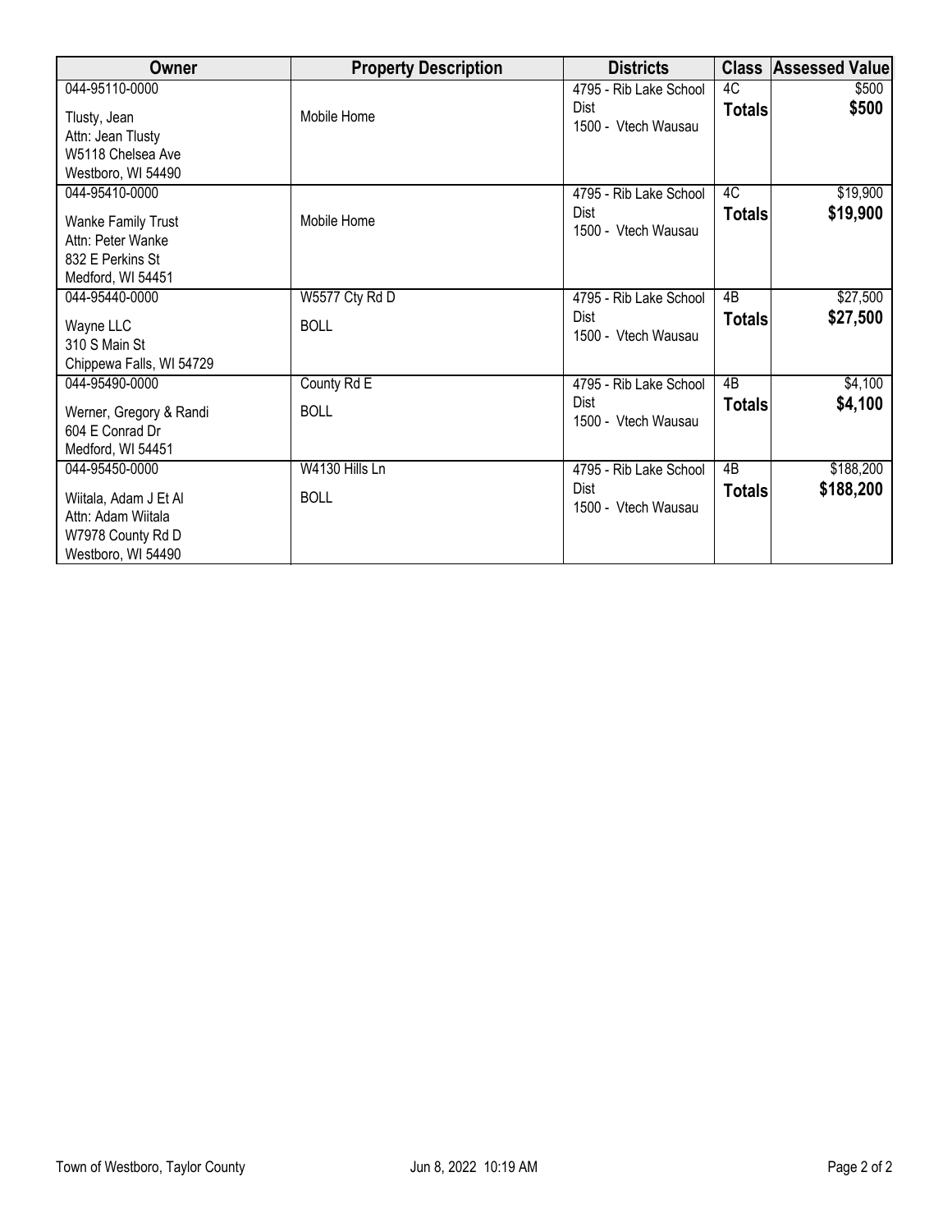| Owner | Property Description | Districts | Class | Assessed Value |
|---|---|---|---|---|
| 044-95110-0000<br>Tlusty, Jean<br>Attn: Jean Tlusty<br>W5118 Chelsea Ave<br>Westboro, WI 54490 | Mobile Home | 4795 - Rib Lake School Dist<br>1500 - Vtech Wausau | 4C<br>**Totals** | $500<br>**$500** |
| 044-95410-0000<br>Wanke Family Trust<br>Attn: Peter Wanke<br>832 E Perkins St<br>Medford, WI 54451 | Mobile Home | 4795 - Rib Lake School Dist<br>1500 - Vtech Wausau | 4C<br>**Totals** | $19,900<br>**$19,900** |
| 044-95440-0000<br>Wayne LLC<br>310 S Main St<br>Chippewa Falls, WI 54729 | W5577 Cty Rd D<br>BOLL | 4795 - Rib Lake School Dist<br>1500 - Vtech Wausau | 4B<br>**Totals** | $27,500<br>**$27,500** |
| 044-95490-0000<br>Werner, Gregory & Randi<br>604 E Conrad Dr<br>Medford, WI 54451 | County Rd E<br>BOLL | 4795 - Rib Lake School Dist<br>1500 - Vtech Wausau | 4B<br>**Totals** | $4,100<br>**$4,100** |
| 044-95450-0000<br>Wiitala, Adam J Et Al<br>Attn: Adam Wiitala<br>W7978 County Rd D<br>Westboro, WI 54490 | W4130 Hills Ln<br>BOLL | 4795 - Rib Lake School Dist<br>1500 - Vtech Wausau | 4B<br>**Totals** | $188,200<br>**$188,200** |

Town of Westboro, Taylor County Jun 8, 2022 10:19 AM